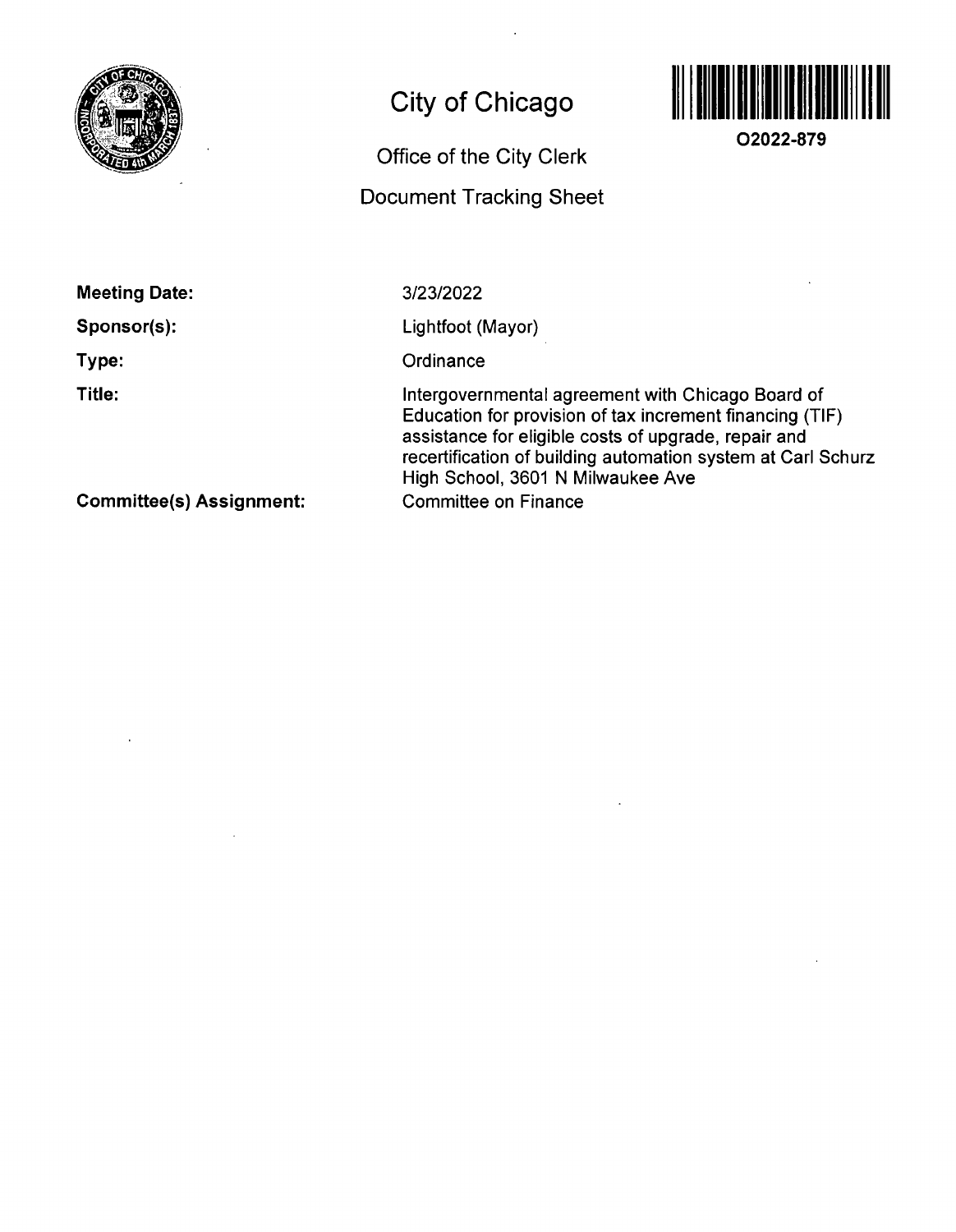# City of Chicago

## Office of the City Clerk

## Document Tracking Sheet

**O2022-879**

**Meeting Date:** 3/23/2022

**Sponsor(s):** Lightfoot (Mayor)

**Type:** Ordinance

**Title:** Intergovernmental agreement with Chicago Board of Education for provision of tax increment financing (TIF) assistance for eligible costs of upgrade, repair and recertification of building automation system at Carl Schurz High School, 3601 N Milwaukee Ave

**Committee(s) Assignment:** Committee on Finance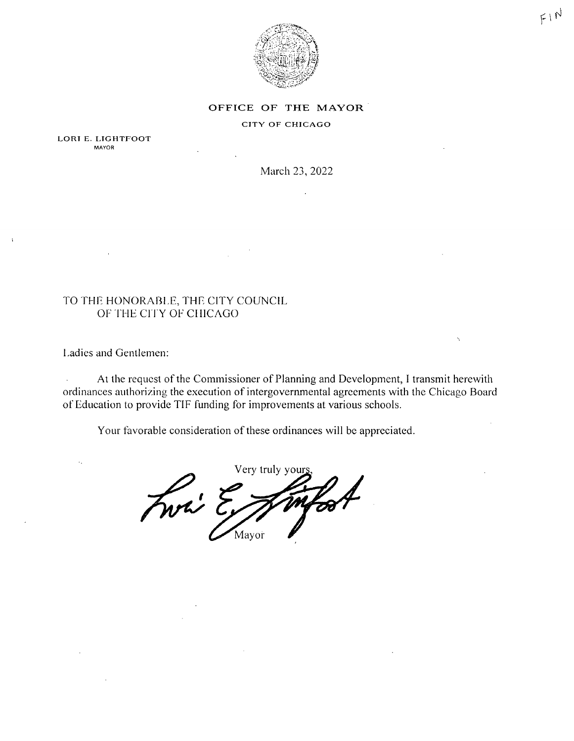FIN

**OFFICE OF THE MAYOR**

CITY OF CHICAGO

LORI E. LIGHTFOOT
MAYOR

March 23, 2022

TO THE HONORABLE, THE CITY COUNCIL
OF THE CITY OF CHICAGO

Ladies and Gentlemen:

At the request of the Commissioner of Planning and Development, I transmit herewith ordinances authorizing the execution of intergovernmental agreements with the Chicago Board of Education to provide TIF funding for improvements at various schools.

Your favorable consideration of these ordinances will be appreciated.

Very truly yours,

Mayor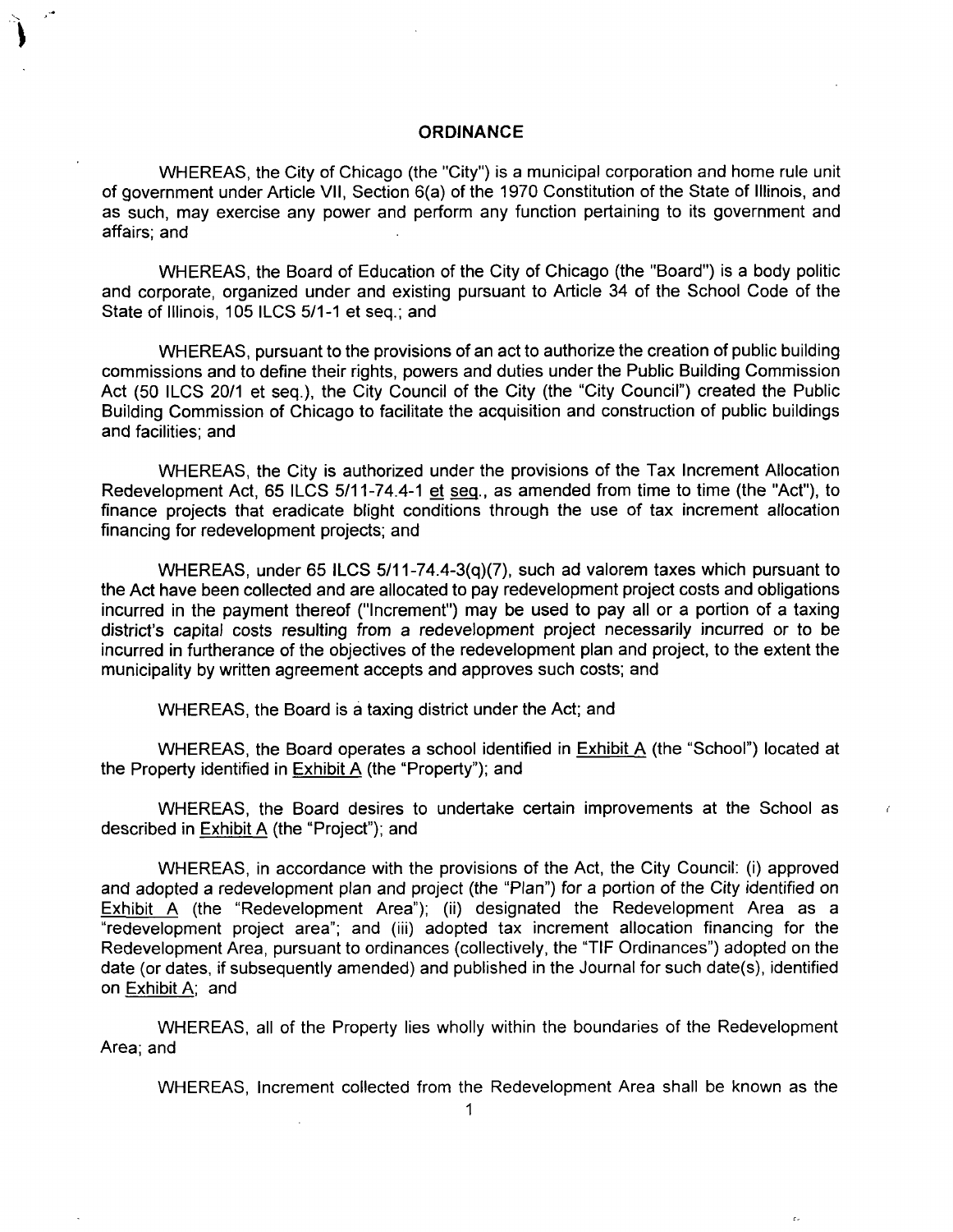## ORDINANCE

WHEREAS, the City of Chicago (the "City") is a municipal corporation and home rule unit of government under Article VII, Section 6(a) of the 1970 Constitution of the State of Illinois, and as such, may exercise any power and perform any function pertaining to its government and affairs; and

WHEREAS, the Board of Education of the City of Chicago (the "Board") is a body politic and corporate, organized under and existing pursuant to Article 34 of the School Code of the State of Illinois, 105 ILCS 5/1-1 et seq.; and

WHEREAS, pursuant to the provisions of an act to authorize the creation of public building commissions and to define their rights, powers and duties under the Public Building Commission Act (50 ILCS 20/1 et seq.), the City Council of the City (the "City Council") created the Public Building Commission of Chicago to facilitate the acquisition and construction of public buildings and facilities; and

WHEREAS, the City is authorized under the provisions of the Tax Increment Allocation Redevelopment Act, 65 ILCS 5/11-74.4-1 et seq., as amended from time to time (the "Act"), to finance projects that eradicate blight conditions through the use of tax increment allocation financing for redevelopment projects; and

WHEREAS, under 65 ILCS 5/11-74.4-3(q)(7), such ad valorem taxes which pursuant to the Act have been collected and are allocated to pay redevelopment project costs and obligations incurred in the payment thereof ("Increment") may be used to pay all or a portion of a taxing district's capital costs resulting from a redevelopment project necessarily incurred or to be incurred in furtherance of the objectives of the redevelopment plan and project, to the extent the municipality by written agreement accepts and approves such costs; and

WHEREAS, the Board is a taxing district under the Act; and

WHEREAS, the Board operates a school identified in Exhibit A (the "School") located at the Property identified in Exhibit A (the "Property"); and

WHEREAS, the Board desires to undertake certain improvements at the School as described in Exhibit A (the "Project"); and

WHEREAS, in accordance with the provisions of the Act, the City Council: (i) approved and adopted a redevelopment plan and project (the "Plan") for a portion of the City identified on Exhibit A (the "Redevelopment Area"); (ii) designated the Redevelopment Area as a "redevelopment project area"; and (iii) adopted tax increment allocation financing for the Redevelopment Area, pursuant to ordinances (collectively, the "TIF Ordinances") adopted on the date (or dates, if subsequently amended) and published in the Journal for such date(s), identified on Exhibit A; and

WHEREAS, all of the Property lies wholly within the boundaries of the Redevelopment Area; and

WHEREAS, Increment collected from the Redevelopment Area shall be known as the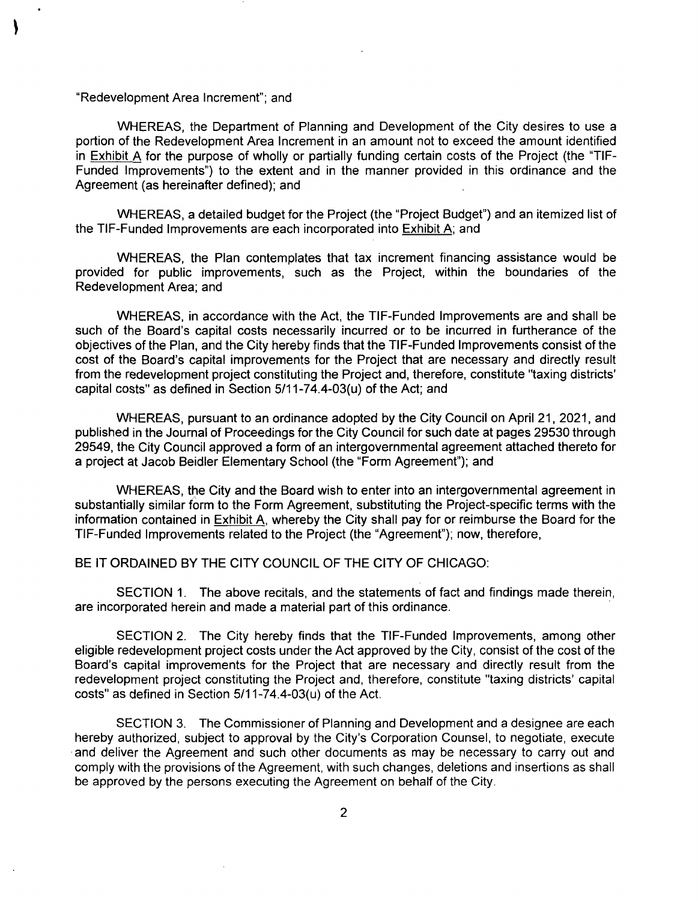"Redevelopment Area Increment"; and

WHEREAS, the Department of Planning and Development of the City desires to use a portion of the Redevelopment Area Increment in an amount not to exceed the amount identified in Exhibit A for the purpose of wholly or partially funding certain costs of the Project (the "TIF-Funded Improvements") to the extent and in the manner provided in this ordinance and the Agreement (as hereinafter defined); and

WHEREAS, a detailed budget for the Project (the "Project Budget") and an itemized list of the TIF-Funded Improvements are each incorporated into Exhibit A; and

WHEREAS, the Plan contemplates that tax increment financing assistance would be provided for public improvements, such as the Project, within the boundaries of the Redevelopment Area; and

WHEREAS, in accordance with the Act, the TIF-Funded Improvements are and shall be such of the Board's capital costs necessarily incurred or to be incurred in furtherance of the objectives of the Plan, and the City hereby finds that the TIF-Funded Improvements consist of the cost of the Board's capital improvements for the Project that are necessary and directly result from the redevelopment project constituting the Project and, therefore, constitute "taxing districts' capital costs" as defined in Section 5/11-74.4-03(u) of the Act; and

WHEREAS, pursuant to an ordinance adopted by the City Council on April 21, 2021, and published in the Journal of Proceedings for the City Council for such date at pages 29530 through 29549, the City Council approved a form of an intergovernmental agreement attached thereto for a project at Jacob Beidler Elementary School (the "Form Agreement"); and

WHEREAS, the City and the Board wish to enter into an intergovernmental agreement in substantially similar form to the Form Agreement, substituting the Project-specific terms with the information contained in Exhibit A, whereby the City shall pay for or reimburse the Board for the TIF-Funded Improvements related to the Project (the "Agreement"); now, therefore,

BE IT ORDAINED BY THE CITY COUNCIL OF THE CITY OF CHICAGO:

SECTION 1. The above recitals, and the statements of fact and findings made therein, are incorporated herein and made a material part of this ordinance.

SECTION 2. The City hereby finds that the TIF-Funded Improvements, among other eligible redevelopment project costs under the Act approved by the City, consist of the cost of the Board's capital improvements for the Project that are necessary and directly result from the redevelopment project constituting the Project and, therefore, constitute "taxing districts' capital costs" as defined in Section 5/11-74.4-03(u) of the Act.

SECTION 3. The Commissioner of Planning and Development and a designee are each hereby authorized, subject to approval by the City's Corporation Counsel, to negotiate, execute and deliver the Agreement and such other documents as may be necessary to carry out and comply with the provisions of the Agreement, with such changes, deletions and insertions as shall be approved by the persons executing the Agreement on behalf of the City.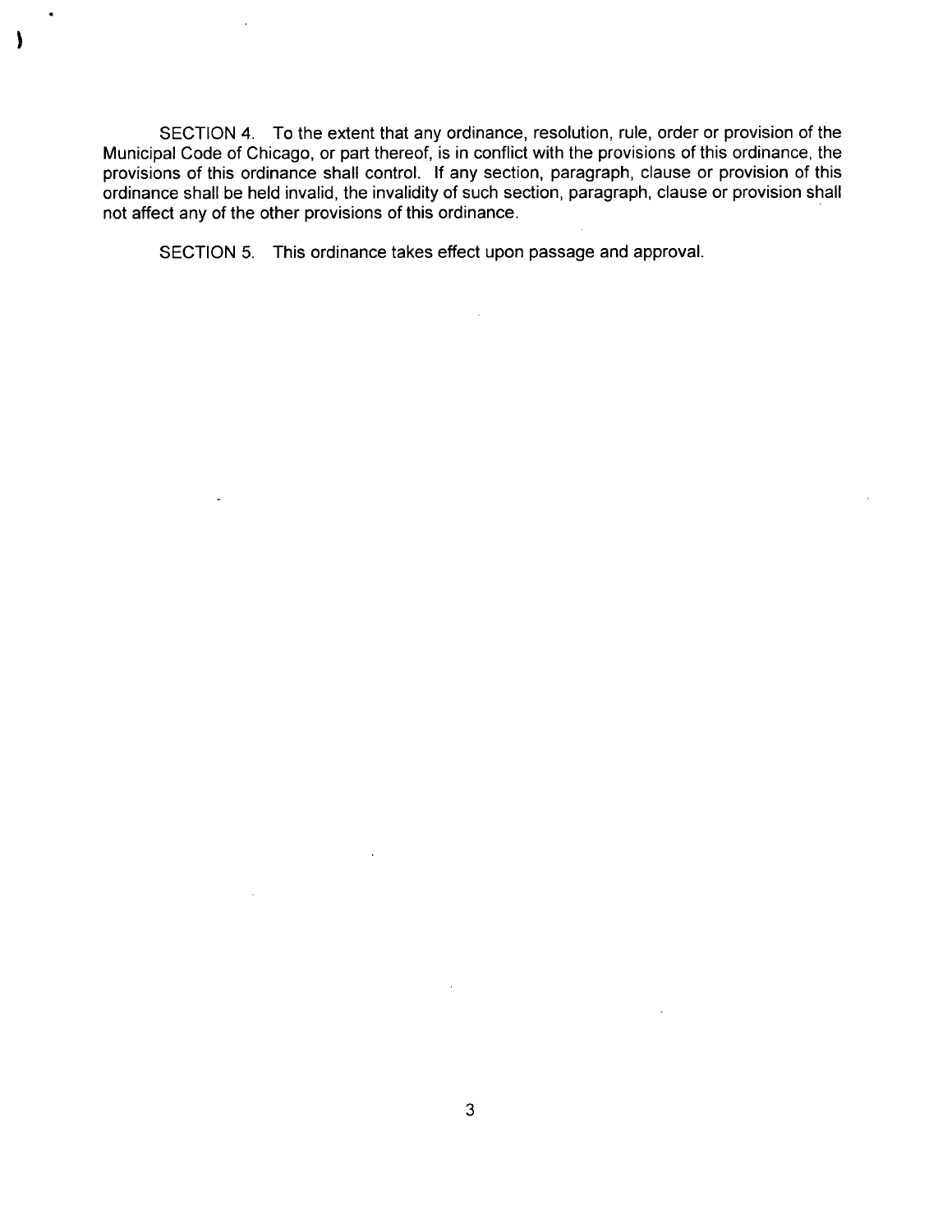SECTION 4. To the extent that any ordinance, resolution, rule, order or provision of the Municipal Code of Chicago, or part thereof, is in conflict with the provisions of this ordinance, the provisions of this ordinance shall control. If any section, paragraph, clause or provision of this ordinance shall be held invalid, the invalidity of such section, paragraph, clause or provision shall not affect any of the other provisions of this ordinance.

SECTION 5. This ordinance takes effect upon passage and approval.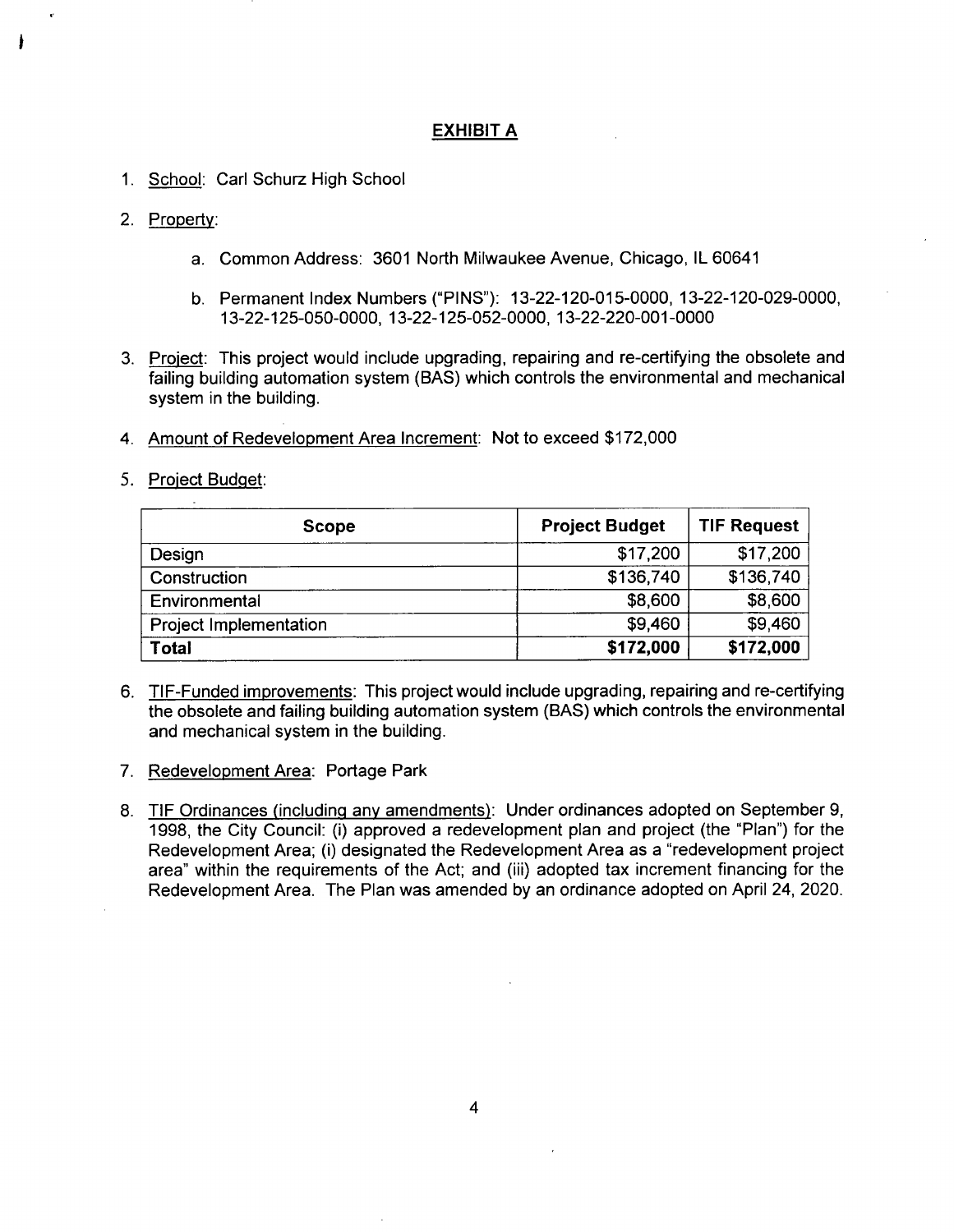# EXHIBIT A

1. <u>School</u>: Carl Schurz High School

2. <u>Property</u>:

    a. Common Address: 3601 North Milwaukee Avenue, Chicago, IL 60641

    b. Permanent Index Numbers ("PINS"): 13-22-120-015-0000, 13-22-120-029-0000, 13-22-125-050-0000, 13-22-125-052-0000, 13-22-220-001-0000

3. <u>Project</u>: This project would include upgrading, repairing and re-certifying the obsolete and failing building automation system (BAS) which controls the environmental and mechanical system in the building.

4. <u>Amount of Redevelopment Area Increment</u>: Not to exceed $172,000

5. <u>Project Budget</u>:

| Scope | Project Budget | TIF Request |
|---|---:|---:|
| Design | $17,200 | $17,200 |
| Construction | $136,740 | $136,740 |
| Environmental | $8,600 | $8,600 |
| Project Implementation | $9,460 | $9,460 |
| **Total** | **$172,000** | **$172,000** |

6. <u>TIF-Funded improvements</u>: This project would include upgrading, repairing and re-certifying the obsolete and failing building automation system (BAS) which controls the environmental and mechanical system in the building.

7. <u>Redevelopment Area</u>: Portage Park

8. <u>TIF Ordinances (including any amendments)</u>: Under ordinances adopted on September 9, 1998, the City Council: (i) approved a redevelopment plan and project (the "Plan") for the Redevelopment Area; (i) designated the Redevelopment Area as a "redevelopment project area" within the requirements of the Act; and (iii) adopted tax increment financing for the Redevelopment Area. The Plan was amended by an ordinance adopted on April 24, 2020.